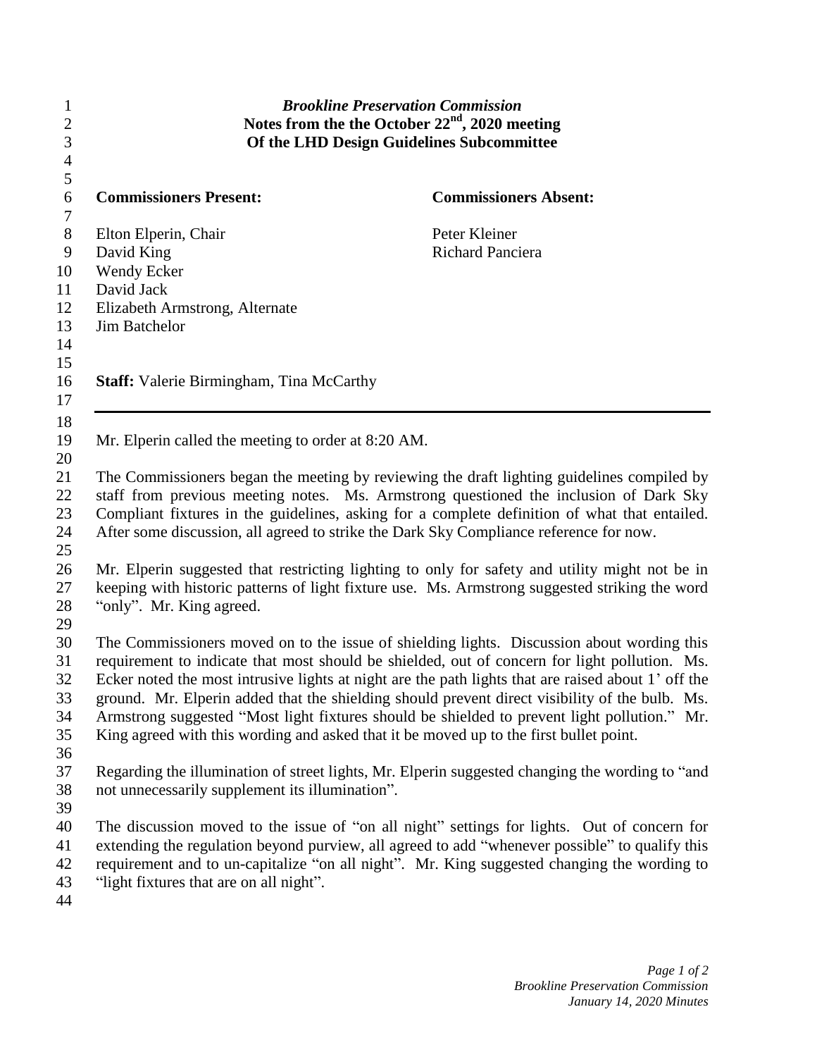# *Brookline Preservation Commission*
## Notes from the the October 22nd, 2020 meeting
## Of the LHD Design Guidelines Subcommittee

| **Commissioners Present:** | **Commissioners Absent:** |
|---|---|
| Elton Elperin, Chair | Peter Kleiner |
| David King | Richard Panciera |
| Wendy Ecker | |
| David Jack | |
| Elizabeth Armstrong, Alternate | |
| Jim Batchelor | |

**Staff:** Valerie Birmingham, Tina McCarthy

---

Mr. Elperin called the meeting to order at 8:20 AM.

The Commissioners began the meeting by reviewing the draft lighting guidelines compiled by staff from previous meeting notes. Ms. Armstrong questioned the inclusion of Dark Sky Compliant fixtures in the guidelines, asking for a complete definition of what that entailed. After some discussion, all agreed to strike the Dark Sky Compliance reference for now.

Mr. Elperin suggested that restricting lighting to only for safety and utility might not be in keeping with historic patterns of light fixture use. Ms. Armstrong suggested striking the word "only". Mr. King agreed.

The Commissioners moved on to the issue of shielding lights. Discussion about wording this requirement to indicate that most should be shielded, out of concern for light pollution. Ms. Ecker noted the most intrusive lights at night are the path lights that are raised about 1' off the ground. Mr. Elperin added that the shielding should prevent direct visibility of the bulb. Ms. Armstrong suggested "Most light fixtures should be shielded to prevent light pollution." Mr. King agreed with this wording and asked that it be moved up to the first bullet point.

Regarding the illumination of street lights, Mr. Elperin suggested changing the wording to "and not unnecessarily supplement its illumination".

The discussion moved to the issue of "on all night" settings for lights. Out of concern for extending the regulation beyond purview, all agreed to add "whenever possible" to qualify this requirement and to un-capitalize "on all night". Mr. King suggested changing the wording to "light fixtures that are on all night".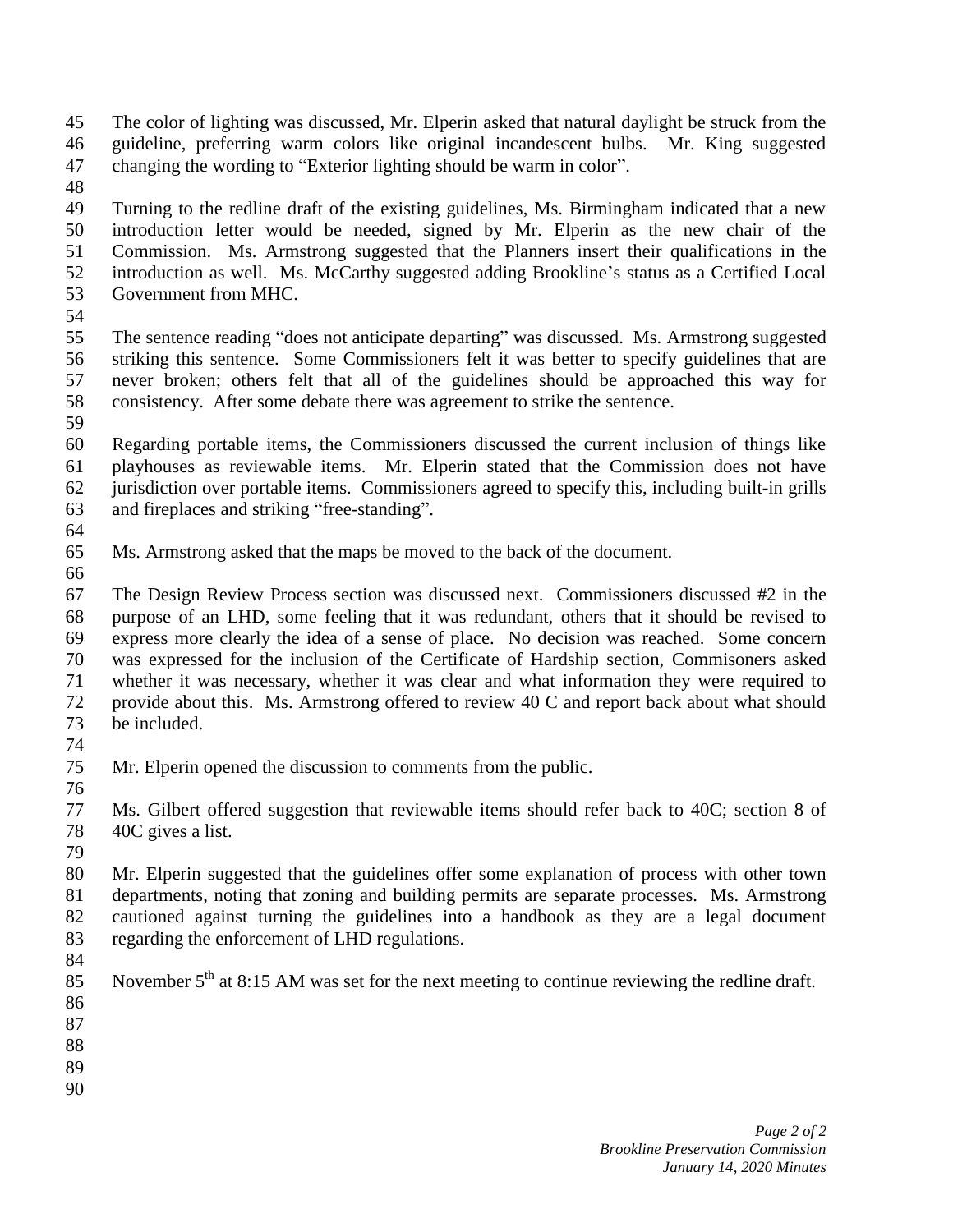The color of lighting was discussed, Mr. Elperin asked that natural daylight be struck from the guideline, preferring warm colors like original incandescent bulbs. Mr. King suggested changing the wording to "Exterior lighting should be warm in color".

Turning to the redline draft of the existing guidelines, Ms. Birmingham indicated that a new introduction letter would be needed, signed by Mr. Elperin as the new chair of the Commission. Ms. Armstrong suggested that the Planners insert their qualifications in the introduction as well. Ms. McCarthy suggested adding Brookline's status as a Certified Local Government from MHC.

The sentence reading "does not anticipate departing" was discussed. Ms. Armstrong suggested striking this sentence. Some Commissioners felt it was better to specify guidelines that are never broken; others felt that all of the guidelines should be approached this way for consistency. After some debate there was agreement to strike the sentence.

Regarding portable items, the Commissioners discussed the current inclusion of things like playhouses as reviewable items. Mr. Elperin stated that the Commission does not have jurisdiction over portable items. Commissioners agreed to specify this, including built-in grills and fireplaces and striking "free-standing".

Ms. Armstrong asked that the maps be moved to the back of the document.

The Design Review Process section was discussed next. Commissioners discussed #2 in the purpose of an LHD, some feeling that it was redundant, others that it should be revised to express more clearly the idea of a sense of place. No decision was reached. Some concern was expressed for the inclusion of the Certificate of Hardship section, Commisoners asked whether it was necessary, whether it was clear and what information they were required to provide about this. Ms. Armstrong offered to review 40 C and report back about what should be included.

Mr. Elperin opened the discussion to comments from the public.

Ms. Gilbert offered suggestion that reviewable items should refer back to 40C; section 8 of 40C gives a list.

Mr. Elperin suggested that the guidelines offer some explanation of process with other town departments, noting that zoning and building permits are separate processes. Ms. Armstrong cautioned against turning the guidelines into a handbook as they are a legal document regarding the enforcement of LHD regulations.

November 5th at 8:15 AM was set for the next meeting to continue reviewing the redline draft.